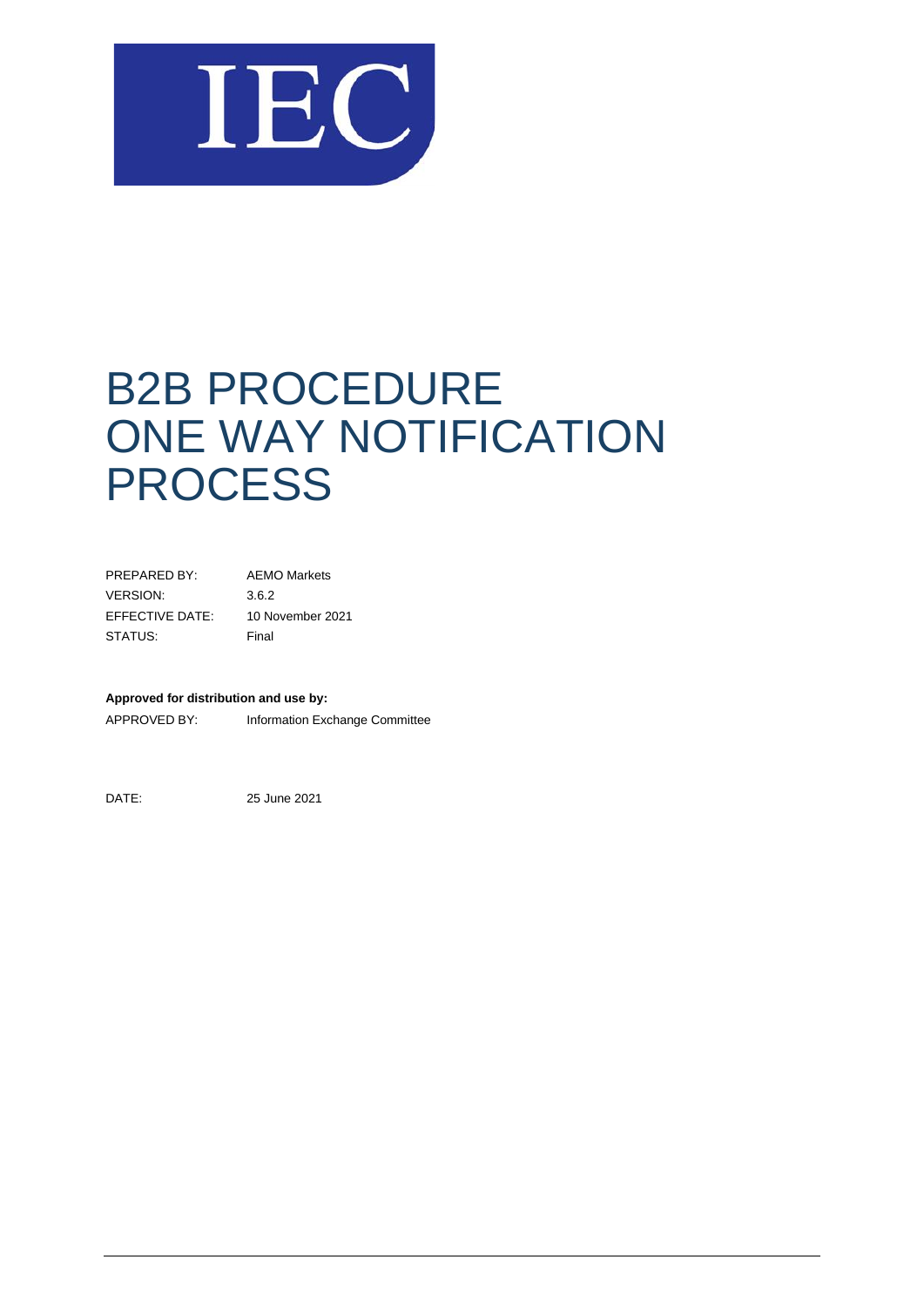IEC

# B2B PROCEDURE ONE WAY NOTIFICATION PROCESS

| | |
|---|---|
| PREPARED BY: | AEMO Markets |
| VERSION: | 3.6.2 |
| EFFECTIVE DATE: | 10 November 2021 |
| STATUS: | Final |

**Approved for distribution and use by:**

APPROVED BY: Information Exchange Committee

DATE: 25 June 2021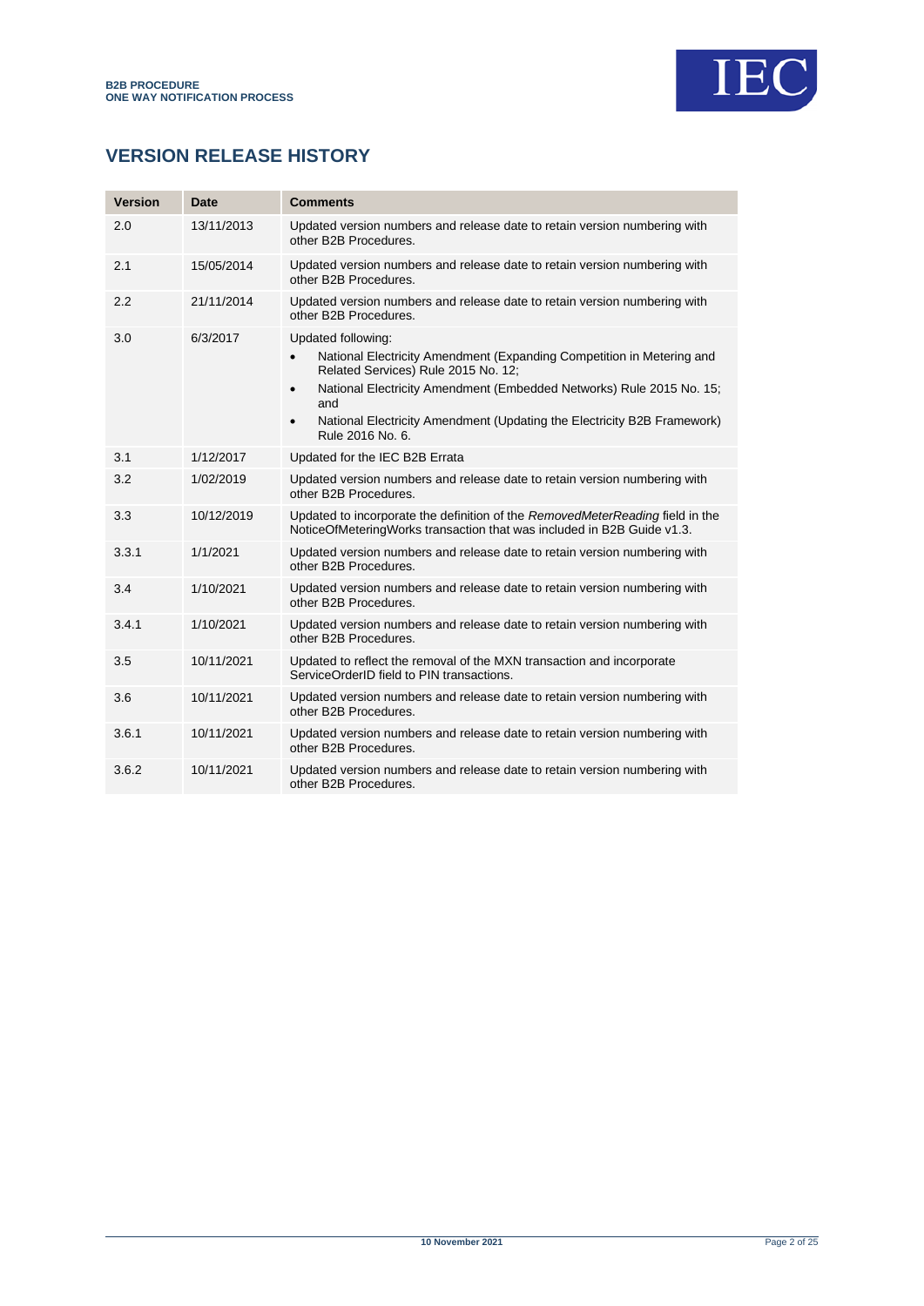## VERSION RELEASE HISTORY

| Version | Date | Comments |
|---|---|---|
| 2.0 | 13/11/2013 | Updated version numbers and release date to retain version numbering with other B2B Procedures. |
| 2.1 | 15/05/2014 | Updated version numbers and release date to retain version numbering with other B2B Procedures. |
| 2.2 | 21/11/2014 | Updated version numbers and release date to retain version numbering with other B2B Procedures. |
| 3.0 | 6/3/2017 | Updated following:<br>• National Electricity Amendment (Expanding Competition in Metering and Related Services) Rule 2015 No. 12;<br>• National Electricity Amendment (Embedded Networks) Rule 2015 No. 15; and<br>• National Electricity Amendment (Updating the Electricity B2B Framework) Rule 2016 No. 6. |
| 3.1 | 1/12/2017 | Updated for the IEC B2B Errata |
| 3.2 | 1/02/2019 | Updated version numbers and release date to retain version numbering with other B2B Procedures. |
| 3.3 | 10/12/2019 | Updated to incorporate the definition of the *RemovedMeterReading* field in the NoticeOfMeteringWorks transaction that was included in B2B Guide v1.3. |
| 3.3.1 | 1/1/2021 | Updated version numbers and release date to retain version numbering with other B2B Procedures. |
| 3.4 | 1/10/2021 | Updated version numbers and release date to retain version numbering with other B2B Procedures. |
| 3.4.1 | 1/10/2021 | Updated version numbers and release date to retain version numbering with other B2B Procedures. |
| 3.5 | 10/11/2021 | Updated to reflect the removal of the MXN transaction and incorporate ServiceOrderID field to PIN transactions. |
| 3.6 | 10/11/2021 | Updated version numbers and release date to retain version numbering with other B2B Procedures. |
| 3.6.1 | 10/11/2021 | Updated version numbers and release date to retain version numbering with other B2B Procedures. |
| 3.6.2 | 10/11/2021 | Updated version numbers and release date to retain version numbering with other B2B Procedures. |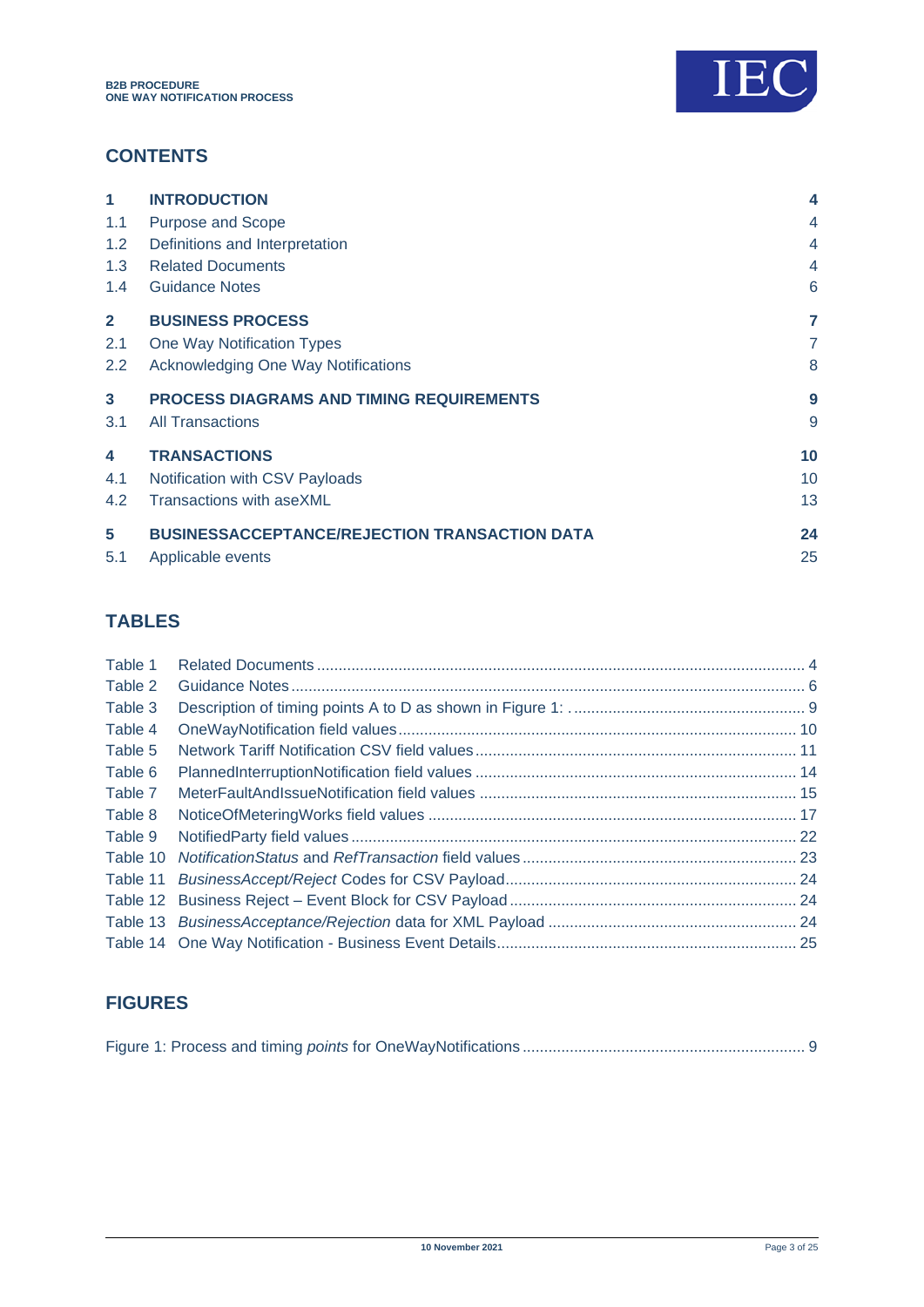## CONTENTS

| | | |
|---|---|---|
| **1** | **INTRODUCTION** | **4** |
| 1.1 | Purpose and Scope | 4 |
| 1.2 | Definitions and Interpretation | 4 |
| 1.3 | Related Documents | 4 |
| 1.4 | Guidance Notes | 6 |
| **2** | **BUSINESS PROCESS** | **7** |
| 2.1 | One Way Notification Types | 7 |
| 2.2 | Acknowledging One Way Notifications | 8 |
| **3** | **PROCESS DIAGRAMS AND TIMING REQUIREMENTS** | **9** |
| 3.1 | All Transactions | 9 |
| **4** | **TRANSACTIONS** | **10** |
| 4.1 | Notification with CSV Payloads | 10 |
| 4.2 | Transactions with aseXML | 13 |
| **5** | **BUSINESSACCEPTANCE/REJECTION TRANSACTION DATA** | **24** |
| 5.1 | Applicable events | 25 |

## TABLES

| | | |
|---|---|---|
| Table 1 | Related Documents | 4 |
| Table 2 | Guidance Notes | 6 |
| Table 3 | Description of timing points A to D as shown in Figure 1: | 9 |
| Table 4 | OneWayNotification field values | 10 |
| Table 5 | Network Tariff Notification CSV field values | 11 |
| Table 6 | PlannedInterruptionNotification field values | 14 |
| Table 7 | MeterFaultAndIssueNotification field values | 15 |
| Table 8 | NoticeOfMeteringWorks field values | 17 |
| Table 9 | NotifiedParty field values | 22 |
| Table 10 | *NotificationStatus* and *RefTransaction* field values | 23 |
| Table 11 | *BusinessAccept/Reject* Codes for CSV Payload | 24 |
| Table 12 | Business Reject – Event Block for CSV Payload | 24 |
| Table 13 | *BusinessAcceptance/Rejection* data for XML Payload | 24 |
| Table 14 | One Way Notification - Business Event Details | 25 |

## FIGURES

Figure 1: Process and timing *points* for OneWayNotifications ..... 9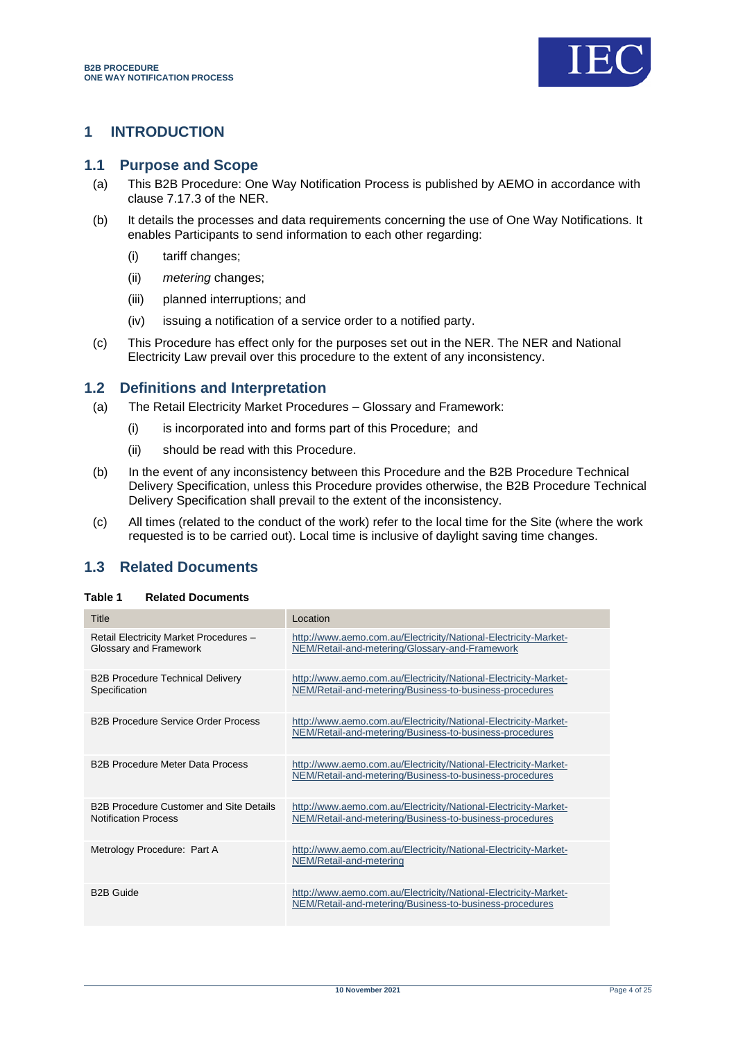# 1 INTRODUCTION

## 1.1 Purpose and Scope

(a) This B2B Procedure: One Way Notification Process is published by AEMO in accordance with clause 7.17.3 of the NER.

(b) It details the processes and data requirements concerning the use of One Way Notifications. It enables Participants to send information to each other regarding:

(i) tariff changes;

(ii) *metering* changes;

(iii) planned interruptions; and

(iv) issuing a notification of a service order to a notified party.

(c) This Procedure has effect only for the purposes set out in the NER. The NER and National Electricity Law prevail over this procedure to the extent of any inconsistency.

## 1.2 Definitions and Interpretation

(a) The Retail Electricity Market Procedures – Glossary and Framework:

(i) is incorporated into and forms part of this Procedure; and

(ii) should be read with this Procedure.

(b) In the event of any inconsistency between this Procedure and the B2B Procedure Technical Delivery Specification, unless this Procedure provides otherwise, the B2B Procedure Technical Delivery Specification shall prevail to the extent of the inconsistency.

(c) All times (related to the conduct of the work) refer to the local time for the Site (where the work requested is to be carried out). Local time is inclusive of daylight saving time changes.

## 1.3 Related Documents

**Table 1 Related Documents**

| Title | Location |
|---|---|
| Retail Electricity Market Procedures – Glossary and Framework | http://www.aemo.com.au/Electricity/National-Electricity-Market-NEM/Retail-and-metering/Glossary-and-Framework |
| B2B Procedure Technical Delivery Specification | http://www.aemo.com.au/Electricity/National-Electricity-Market-NEM/Retail-and-metering/Business-to-business-procedures |
| B2B Procedure Service Order Process | http://www.aemo.com.au/Electricity/National-Electricity-Market-NEM/Retail-and-metering/Business-to-business-procedures |
| B2B Procedure Meter Data Process | http://www.aemo.com.au/Electricity/National-Electricity-Market-NEM/Retail-and-metering/Business-to-business-procedures |
| B2B Procedure Customer and Site Details Notification Process | http://www.aemo.com.au/Electricity/National-Electricity-Market-NEM/Retail-and-metering/Business-to-business-procedures |
| Metrology Procedure: Part A | http://www.aemo.com.au/Electricity/National-Electricity-Market-NEM/Retail-and-metering |
| B2B Guide | http://www.aemo.com.au/Electricity/National-Electricity-Market-NEM/Retail-and-metering/Business-to-business-procedures |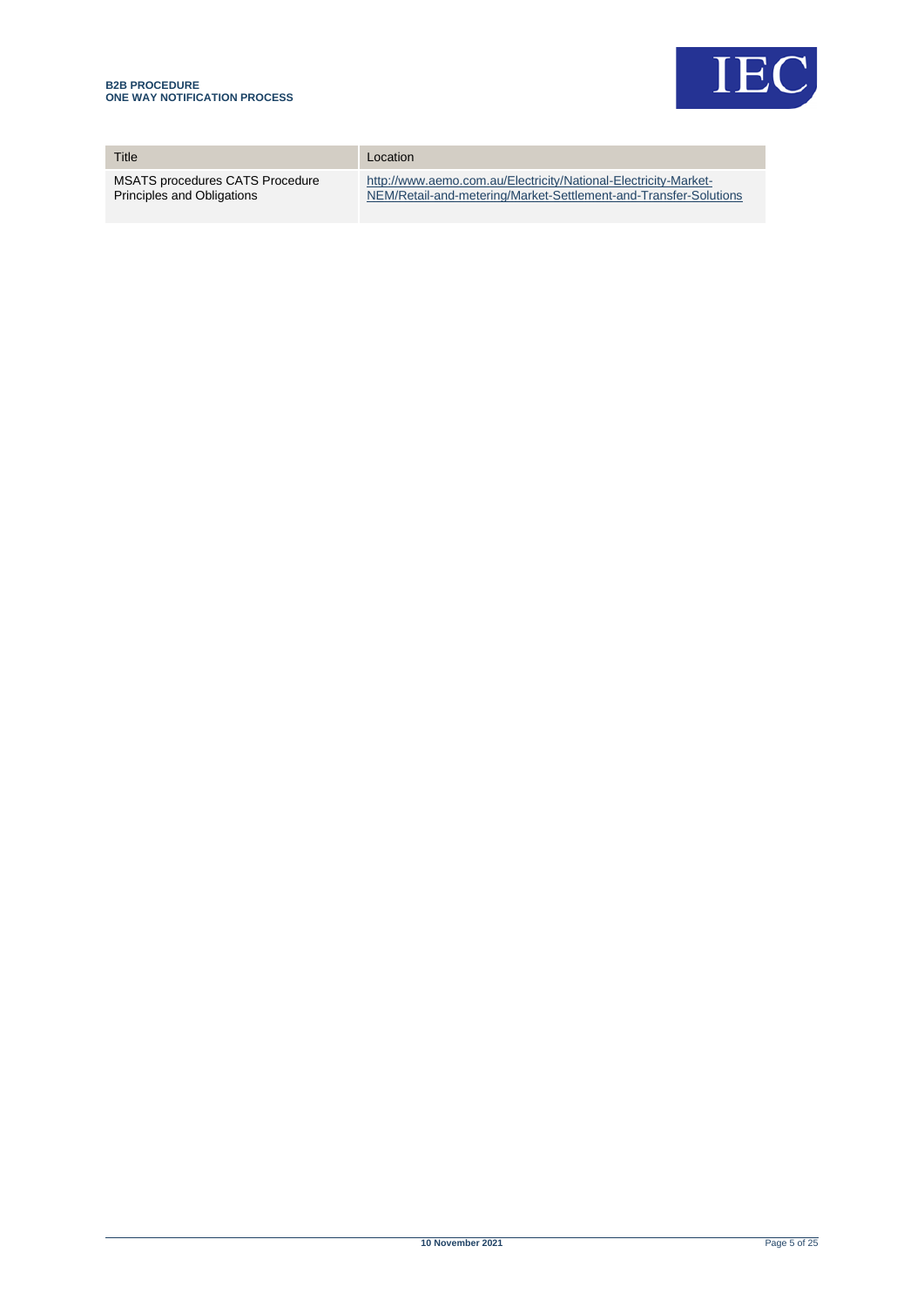| Title | Location |
|---|---|
| MSATS procedures CATS Procedure Principles and Obligations | http://www.aemo.com.au/Electricity/National-Electricity-Market-NEM/Retail-and-metering/Market-Settlement-and-Transfer-Solutions |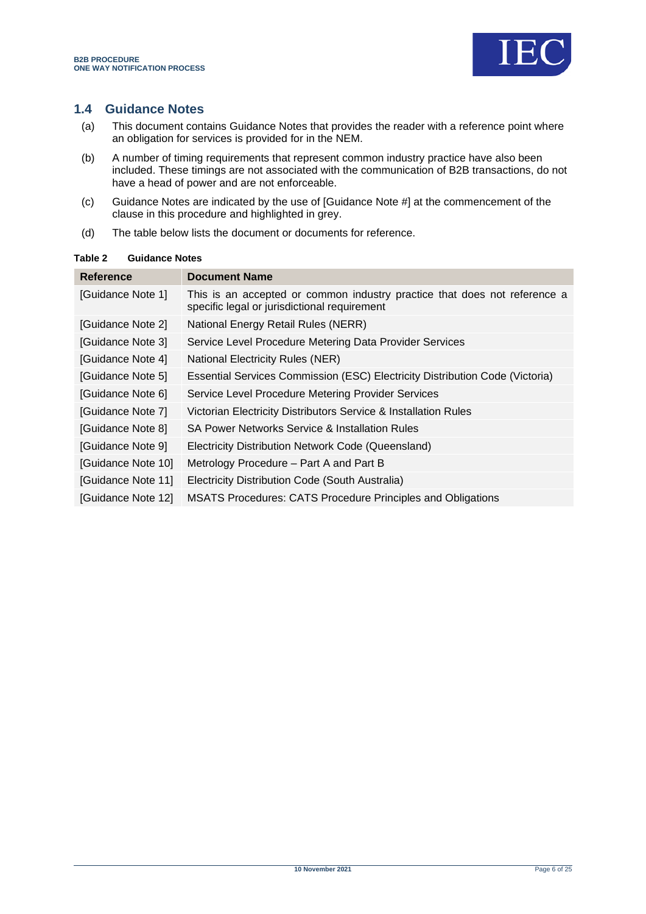## 1.4 Guidance Notes

(a) This document contains Guidance Notes that provides the reader with a reference point where an obligation for services is provided for in the NEM.

(b) A number of timing requirements that represent common industry practice have also been included. These timings are not associated with the communication of B2B transactions, do not have a head of power and are not enforceable.

(c) Guidance Notes are indicated by the use of [Guidance Note #] at the commencement of the clause in this procedure and highlighted in grey.

(d) The table below lists the document or documents for reference.

**Table 2 Guidance Notes**

| Reference | Document Name |
|---|---|
| [Guidance Note 1] | This is an accepted or common industry practice that does not reference a specific legal or jurisdictional requirement |
| [Guidance Note 2] | National Energy Retail Rules (NERR) |
| [Guidance Note 3] | Service Level Procedure Metering Data Provider Services |
| [Guidance Note 4] | National Electricity Rules (NER) |
| [Guidance Note 5] | Essential Services Commission (ESC) Electricity Distribution Code (Victoria) |
| [Guidance Note 6] | Service Level Procedure Metering Provider Services |
| [Guidance Note 7] | Victorian Electricity Distributors Service & Installation Rules |
| [Guidance Note 8] | SA Power Networks Service & Installation Rules |
| [Guidance Note 9] | Electricity Distribution Network Code (Queensland) |
| [Guidance Note 10] | Metrology Procedure – Part A and Part B |
| [Guidance Note 11] | Electricity Distribution Code (South Australia) |
| [Guidance Note 12] | MSATS Procedures: CATS Procedure Principles and Obligations |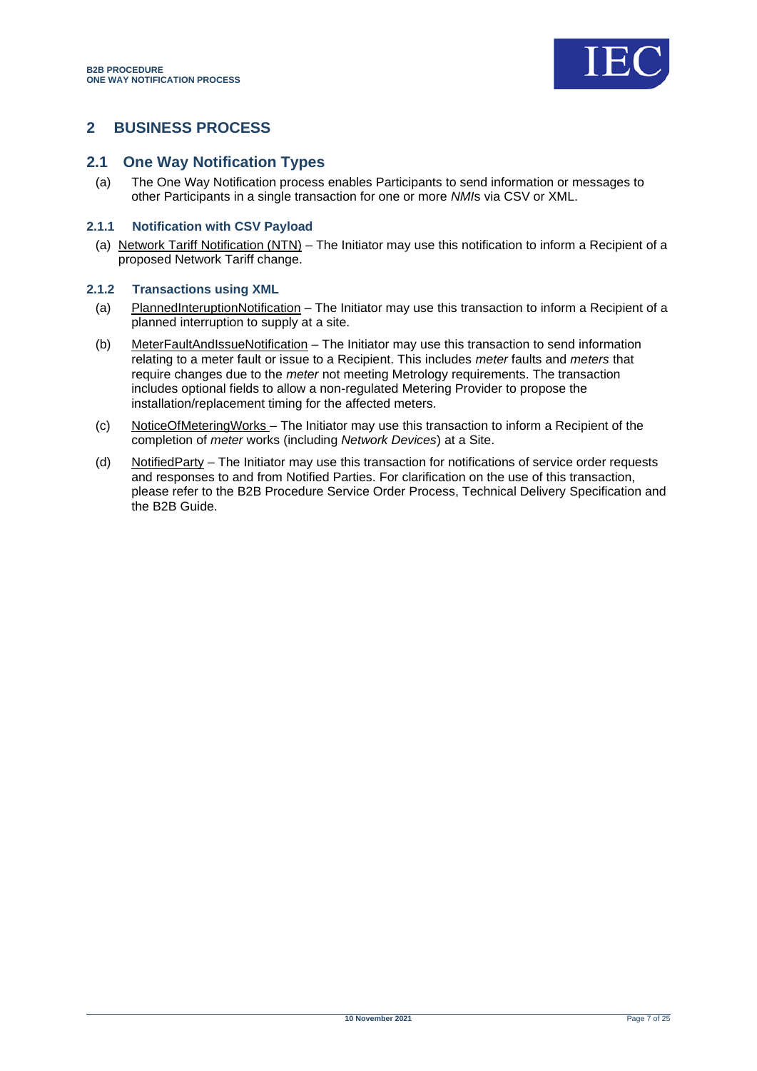# 2 BUSINESS PROCESS

## 2.1 One Way Notification Types

(a) The One Way Notification process enables Participants to send information or messages to other Participants in a single transaction for one or more *NMI*s via CSV or XML.

### 2.1.1 Notification with CSV Payload

(a) Network Tariff Notification (NTN) – The Initiator may use this notification to inform a Recipient of a proposed Network Tariff change.

### 2.1.2 Transactions using XML

(a) PlannedInteruptionNotification – The Initiator may use this transaction to inform a Recipient of a planned interruption to supply at a site.

(b) MeterFaultAndIssueNotification – The Initiator may use this transaction to send information relating to a meter fault or issue to a Recipient. This includes *meter* faults and *meters* that require changes due to the *meter* not meeting Metrology requirements. The transaction includes optional fields to allow a non-regulated Metering Provider to propose the installation/replacement timing for the affected meters.

(c) NoticeOfMeteringWorks – The Initiator may use this transaction to inform a Recipient of the completion of *meter* works (including *Network Devices*) at a Site.

(d) NotifiedParty – The Initiator may use this transaction for notifications of service order requests and responses to and from Notified Parties. For clarification on the use of this transaction, please refer to the B2B Procedure Service Order Process, Technical Delivery Specification and the B2B Guide.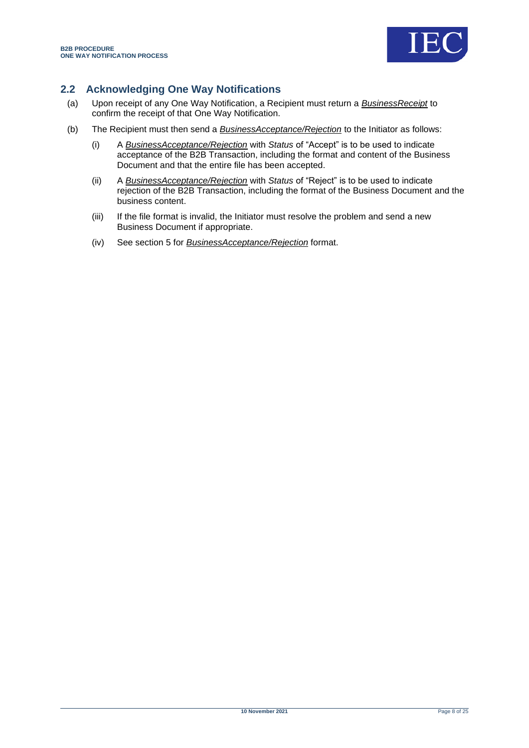## 2.2 Acknowledging One Way Notifications

(a) Upon receipt of any One Way Notification, a Recipient must return a ***BusinessReceipt*** to confirm the receipt of that One Way Notification.

(b) The Recipient must then send a ***BusinessAcceptance/Rejection*** to the Initiator as follows:

   (i) A ***BusinessAcceptance/Rejection*** with *Status* of "Accept" is to be used to indicate acceptance of the B2B Transaction, including the format and content of the Business Document and that the entire file has been accepted.

   (ii) A ***BusinessAcceptance/Rejection*** with *Status* of "Reject" is to be used to indicate rejection of the B2B Transaction, including the format of the Business Document and the business content.

   (iii) If the file format is invalid, the Initiator must resolve the problem and send a new Business Document if appropriate.

   (iv) See section 5 for ***BusinessAcceptance/Rejection*** format.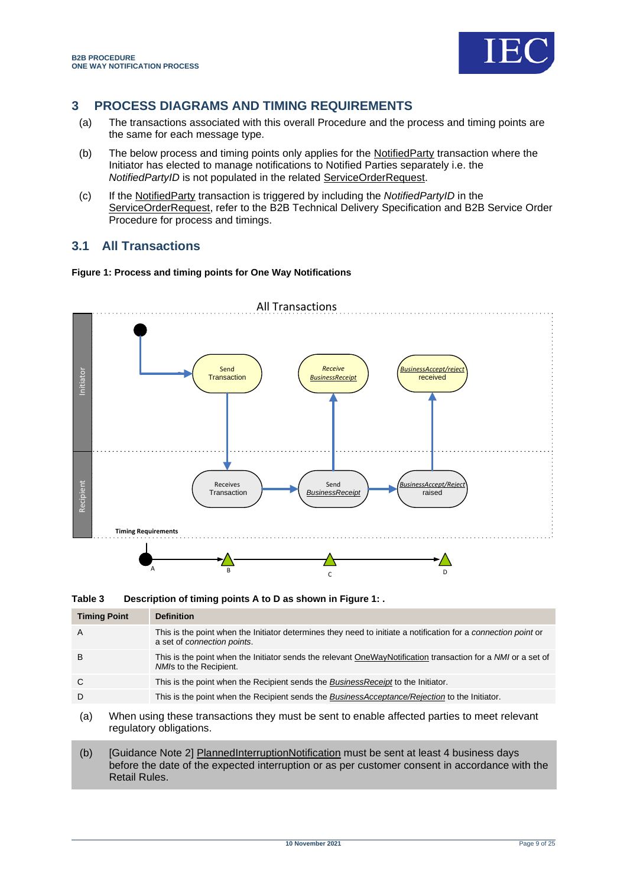## 3 PROCESS DIAGRAMS AND TIMING REQUIREMENTS

(a) The transactions associated with this overall Procedure and the process and timing points are the same for each message type.

(b) The below process and timing points only applies for the NotifiedParty transaction where the Initiator has elected to manage notifications to Notified Parties separately i.e. the *NotifiedPartyID* is not populated in the related ServiceOrderRequest.

(c) If the NotifiedParty transaction is triggered by including the *NotifiedPartyID* in the ServiceOrderRequest, refer to the B2B Technical Delivery Specification and B2B Service Order Procedure for process and timings.

### 3.1 All Transactions

**Figure 1: Process and timing points for One Way Notifications**

**Table 3 Description of timing points A to D as shown in Figure 1: .**

| Timing Point | Definition |
|---|---|
| A | This is the point when the Initiator determines they need to initiate a notification for a *connection point* or a set of *connection points*. |
| B | This is the point when the Initiator sends the relevant OneWayNotification transaction for a *NMI* or a set of *NMI*s to the Recipient. |
| C | This is the point when the Recipient sends the *BusinessReceipt* to the Initiator. |
| D | This is the point when the Recipient sends the *BusinessAcceptance/Rejection* to the Initiator. |

(a) When using these transactions they must be sent to enable affected parties to meet relevant regulatory obligations.

(b) [Guidance Note 2] PlannedInterruptionNotification must be sent at least 4 business days before the date of the expected interruption or as per customer consent in accordance with the Retail Rules.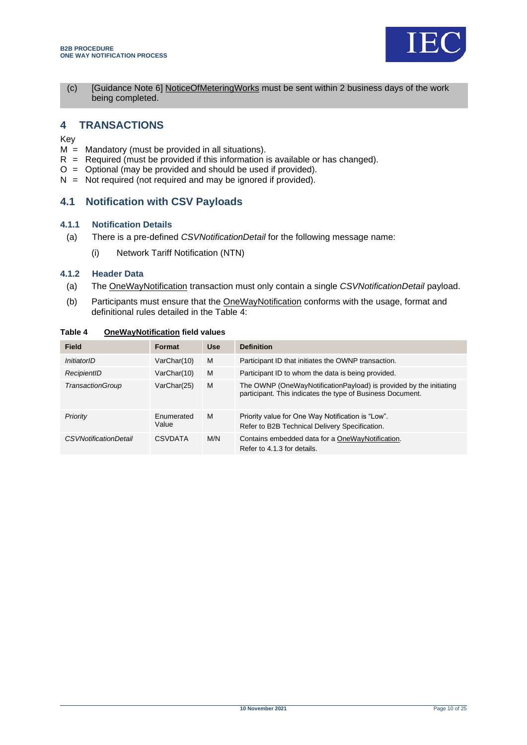(c) [Guidance Note 6] NoticeOfMeteringWorks must be sent within 2 business days of the work being completed.

# 4 TRANSACTIONS

Key

M = Mandatory (must be provided in all situations).
R = Required (must be provided if this information is available or has changed).
O = Optional (may be provided and should be used if provided).
N = Not required (not required and may be ignored if provided).

## 4.1 Notification with CSV Payloads

### 4.1.1 Notification Details

(a) There is a pre-defined *CSVNotificationDetail* for the following message name:

(i) Network Tariff Notification (NTN)

### 4.1.2 Header Data

(a) The OneWayNotification transaction must only contain a single *CSVNotificationDetail* payload.

(b) Participants must ensure that the OneWayNotification conforms with the usage, format and definitional rules detailed in the Table 4:

**Table 4 OneWayNotification field values**

| Field | Format | Use | Definition |
|---|---|---|---|
| *InitiatorID* | VarChar(10) | M | Participant ID that initiates the OWNP transaction. |
| *RecipientID* | VarChar(10) | M | Participant ID to whom the data is being provided. |
| *TransactionGroup* | VarChar(25) | M | The OWNP (OneWayNotificationPayload) is provided by the initiating participant. This indicates the type of Business Document. |
| *Priority* | Enumerated Value | M | Priority value for One Way Notification is "Low".<br>Refer to B2B Technical Delivery Specification. |
| *CSVNotificationDetail* | CSVDATA | M/N | Contains embedded data for a OneWayNotification.<br>Refer to 4.1.3 for details. |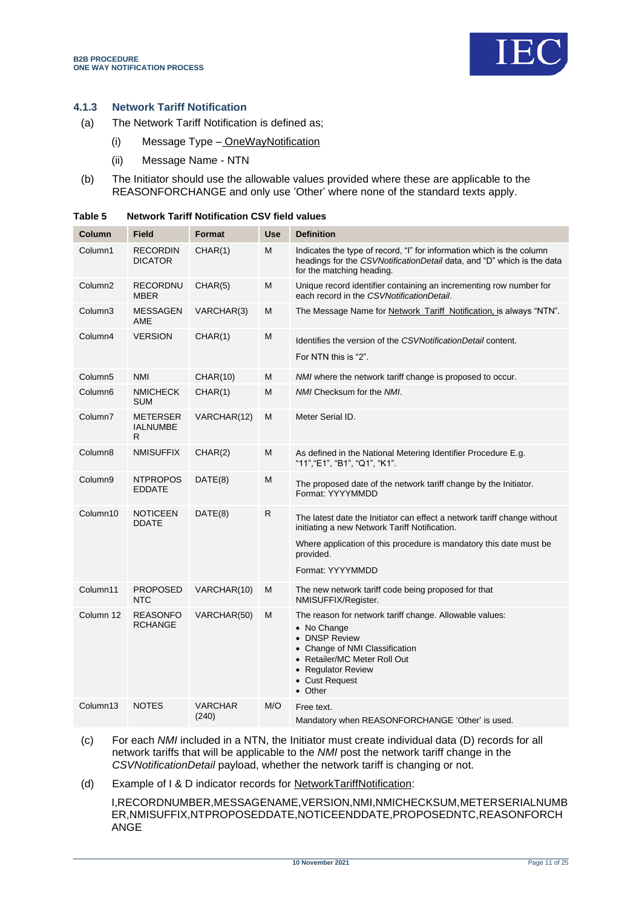### 4.1.3 Network Tariff Notification

(a) The Network Tariff Notification is defined as;

(i) Message Type – OneWayNotification

(ii) Message Name - NTN

(b) The Initiator should use the allowable values provided where these are applicable to the REASONFORCHANGE and only use 'Other' where none of the standard texts apply.

**Table 5 Network Tariff Notification CSV field values**

| Column | Field | Format | Use | Definition |
|---|---|---|---|---|
| Column1 | RECORDINDICATOR | CHAR(1) | M | Indicates the type of record, "I" for information which is the column headings for the *CSVNotificationDetail* data, and "D" which is the data for the matching heading. |
| Column2 | RECORDNUMBER | CHAR(5) | M | Unique record identifier containing an incrementing row number for each record in the *CSVNotificationDetail*. |
| Column3 | MESSAGENAME | VARCHAR(3) | M | The Message Name for Network_Tariff_Notification, is always "NTN". |
| Column4 | VERSION | CHAR(1) | M | Identifies the version of the *CSVNotificationDetail* content.<br>For NTN this is "2". |
| Column5 | NMI | CHAR(10) | M | *NMI* where the network tariff change is proposed to occur. |
| Column6 | NMICHECKSUM | CHAR(1) | M | *NMI* Checksum for the *NMI*. |
| Column7 | METERSERIALNUMBER | VARCHAR(12) | M | Meter Serial ID. |
| Column8 | NMISUFFIX | CHAR(2) | M | As defined in the National Metering Identifier Procedure E.g. "11","E1", "B1", "Q1", "K1". |
| Column9 | NTPROPOSEDDATE | DATE(8) | M | The proposed date of the network tariff change by the Initiator. Format: YYYYMMDD |
| Column10 | NOTICEENDDATE | DATE(8) | R | The latest date the Initiator can effect a network tariff change without initiating a new Network Tariff Notification.<br>Where application of this procedure is mandatory this date must be provided.<br>Format: YYYYMMDD |
| Column11 | PROPOSEDNTC | VARCHAR(10) | M | The new network tariff code being proposed for that NMISUFFIX/Register. |
| Column 12 | REASONFORCHANGE | VARCHAR(50) | M | The reason for network tariff change. Allowable values:<br>• No Change<br>• DNSP Review<br>• Change of NMI Classification<br>• Retailer/MC Meter Roll Out<br>• Regulator Review<br>• Cust Request<br>• Other |
| Column13 | NOTES | VARCHAR (240) | M/O | Free text.<br>Mandatory when REASONFORCHANGE 'Other' is used. |

(c) For each *NMI* included in a NTN, the Initiator must create individual data (D) records for all network tariffs that will be applicable to the *NMI* post the network tariff change in the *CSVNotificationDetail* payload, whether the network tariff is changing or not.

(d) Example of I & D indicator records for NetworkTariffNotification:

I,RECORDNUMBER,MESSAGENAME,VERSION,NMI,NMICHECKSUM,METERSERIALNUMBER,NMISUFFIX,NTPROPOSEDDATE,NOTICEENDDATE,PROPOSEDNTC,REASONFORCHANGE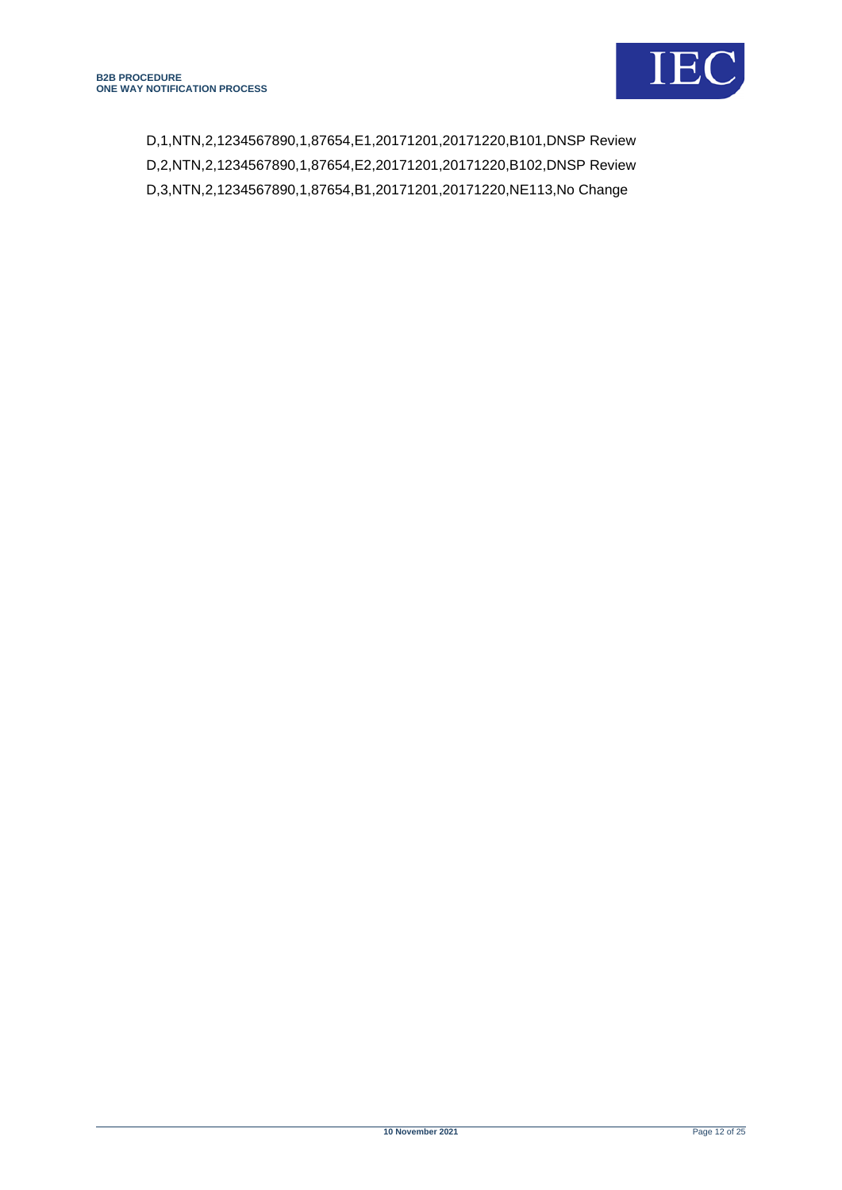D,1,NTN,2,1234567890,1,87654,E1,20171201,20171220,B101,DNSP Review
D,2,NTN,2,1234567890,1,87654,E2,20171201,20171220,B102,DNSP Review
D,3,NTN,2,1234567890,1,87654,B1,20171201,20171220,NE113,No Change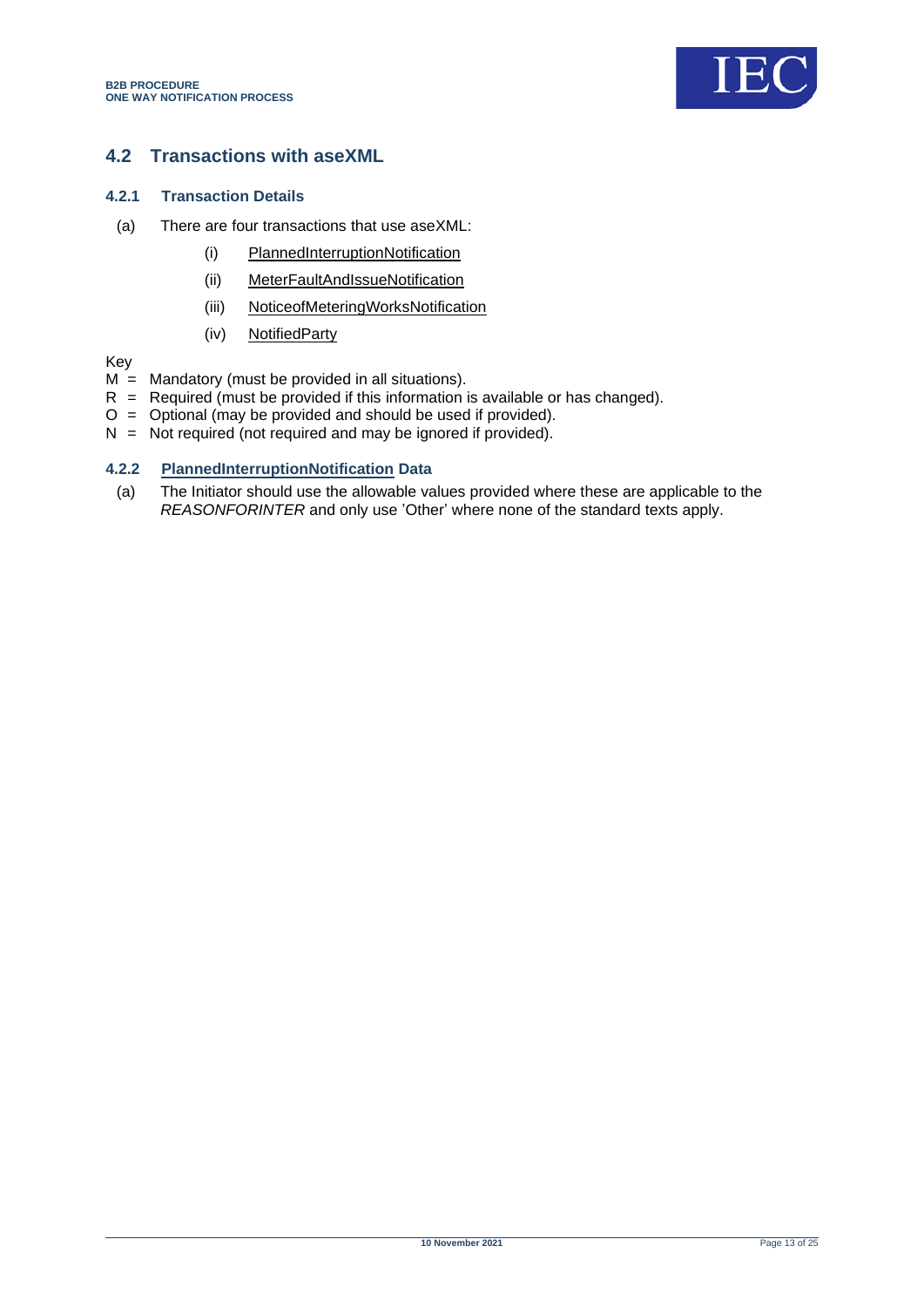## 4.2 Transactions with aseXML

### 4.2.1 Transaction Details

(a) There are four transactions that use aseXML:

   (i) PlannedInterruptionNotification

   (ii) MeterFaultAndIssueNotification

   (iii) NoticeofMeteringWorksNotification

   (iv) NotifiedParty

Key

M = Mandatory (must be provided in all situations).

R = Required (must be provided if this information is available or has changed).

O = Optional (may be provided and should be used if provided).

N = Not required (not required and may be ignored if provided).

### 4.2.2 PlannedInterruptionNotification Data

(a) The Initiator should use the allowable values provided where these are applicable to the *REASONFORINTER* and only use 'Other' where none of the standard texts apply.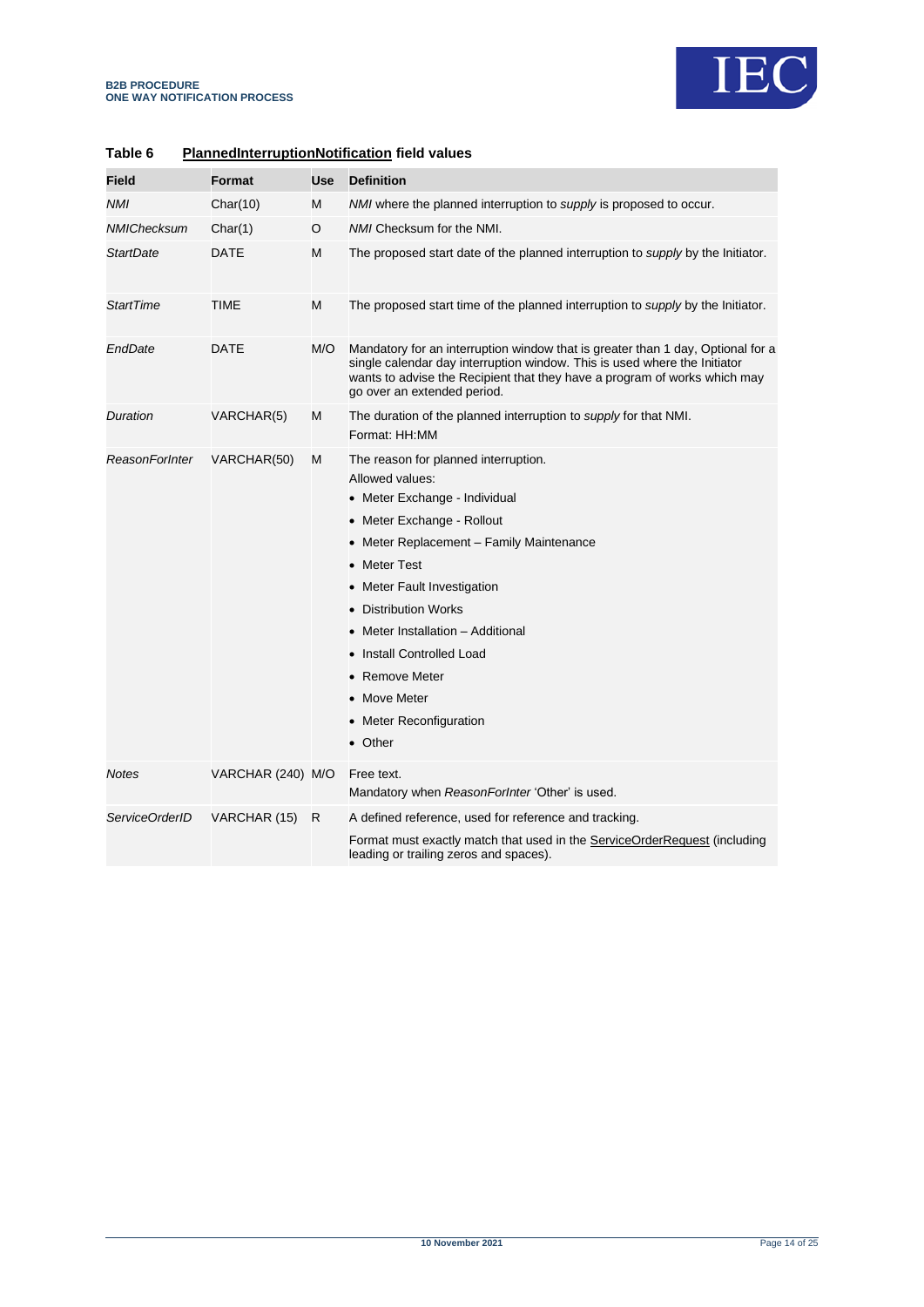**Table 6 PlannedInterruptionNotification field values**

| Field | Format | Use | Definition |
|---|---|---|---|
| *NMI* | Char(10) | M | *NMI* where the planned interruption to *supply* is proposed to occur. |
| *NMIChecksum* | Char(1) | O | *NMI* Checksum for the NMI. |
| *StartDate* | DATE | M | The proposed start date of the planned interruption to *supply* by the Initiator. |
| *StartTime* | TIME | M | The proposed start time of the planned interruption to *supply* by the Initiator. |
| *EndDate* | DATE | M/O | Mandatory for an interruption window that is greater than 1 day, Optional for a single calendar day interruption window. This is used where the Initiator wants to advise the Recipient that they have a program of works which may go over an extended period. |
| *Duration* | VARCHAR(5) | M | The duration of the planned interruption to *supply* for that NMI.<br>Format: HH:MM |
| *ReasonForInter* | VARCHAR(50) | M | The reason for planned interruption.<br>Allowed values:<br>• Meter Exchange - Individual<br>• Meter Exchange - Rollout<br>• Meter Replacement – Family Maintenance<br>• Meter Test<br>• Meter Fault Investigation<br>• Distribution Works<br>• Meter Installation – Additional<br>• Install Controlled Load<br>• Remove Meter<br>• Move Meter<br>• Meter Reconfiguration<br>• Other |
| *Notes* | VARCHAR (240) | M/O | Free text.<br>Mandatory when *ReasonForInter* 'Other' is used. |
| *ServiceOrderID* | VARCHAR (15) | R | A defined reference, used for reference and tracking.<br>Format must exactly match that used in the ServiceOrderRequest (including leading or trailing zeros and spaces). |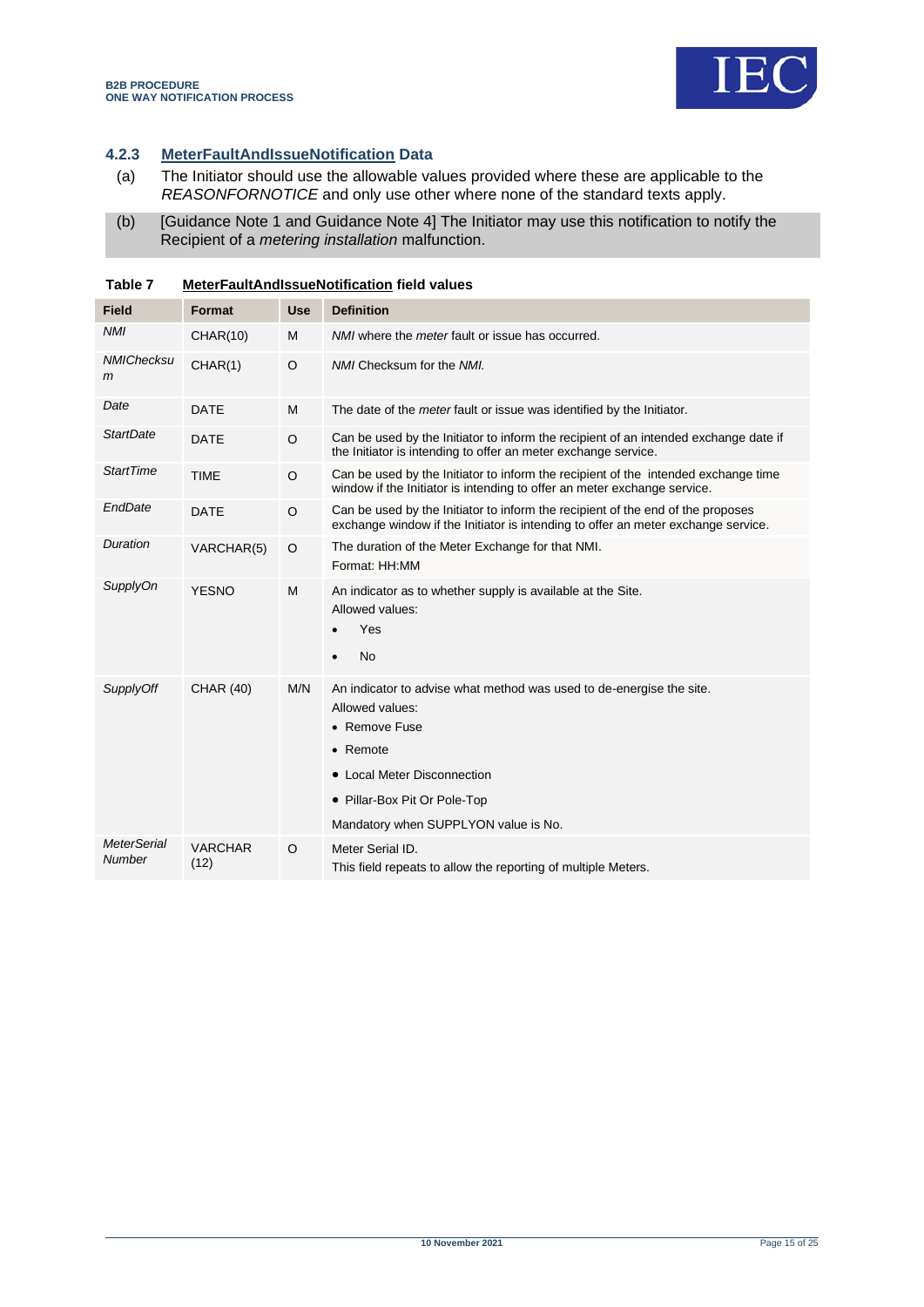### 4.2.3 MeterFaultAndIssueNotification Data

(a) The Initiator should use the allowable values provided where these are applicable to the *REASONFORNOTICE* and only use other where none of the standard texts apply.

(b) [Guidance Note 1 and Guidance Note 4] The Initiator may use this notification to notify the Recipient of a *metering installation* malfunction.

**Table 7 MeterFaultAndIssueNotification field values**

| Field | Format | Use | Definition |
|---|---|---|---|
| *NMI* | CHAR(10) | M | *NMI* where the *meter* fault or issue has occurred. |
| *NMIChecksum* | CHAR(1) | O | *NMI* Checksum for the *NMI.* |
| *Date* | DATE | M | The date of the *meter* fault or issue was identified by the Initiator. |
| *StartDate* | DATE | O | Can be used by the Initiator to inform the recipient of an intended exchange date if the Initiator is intending to offer an meter exchange service. |
| *StartTime* | TIME | O | Can be used by the Initiator to inform the recipient of the intended exchange time window if the Initiator is intending to offer an meter exchange service. |
| *EndDate* | DATE | O | Can be used by the Initiator to inform the recipient of the end of the proposes exchange window if the Initiator is intending to offer an meter exchange service. |
| *Duration* | VARCHAR(5) | O | The duration of the Meter Exchange for that NMI.<br>Format: HH:MM |
| *SupplyOn* | YESNO | M | An indicator as to whether supply is available at the Site.<br>Allowed values:<br>• Yes<br>• No |
| *SupplyOff* | CHAR (40) | M/N | An indicator to advise what method was used to de-energise the site.<br>Allowed values:<br>• Remove Fuse<br>• Remote<br>• Local Meter Disconnection<br>• Pillar-Box Pit Or Pole-Top<br>Mandatory when SUPPLYON value is No. |
| *MeterSerial Number* | VARCHAR (12) | O | Meter Serial ID.<br>This field repeats to allow the reporting of multiple Meters. |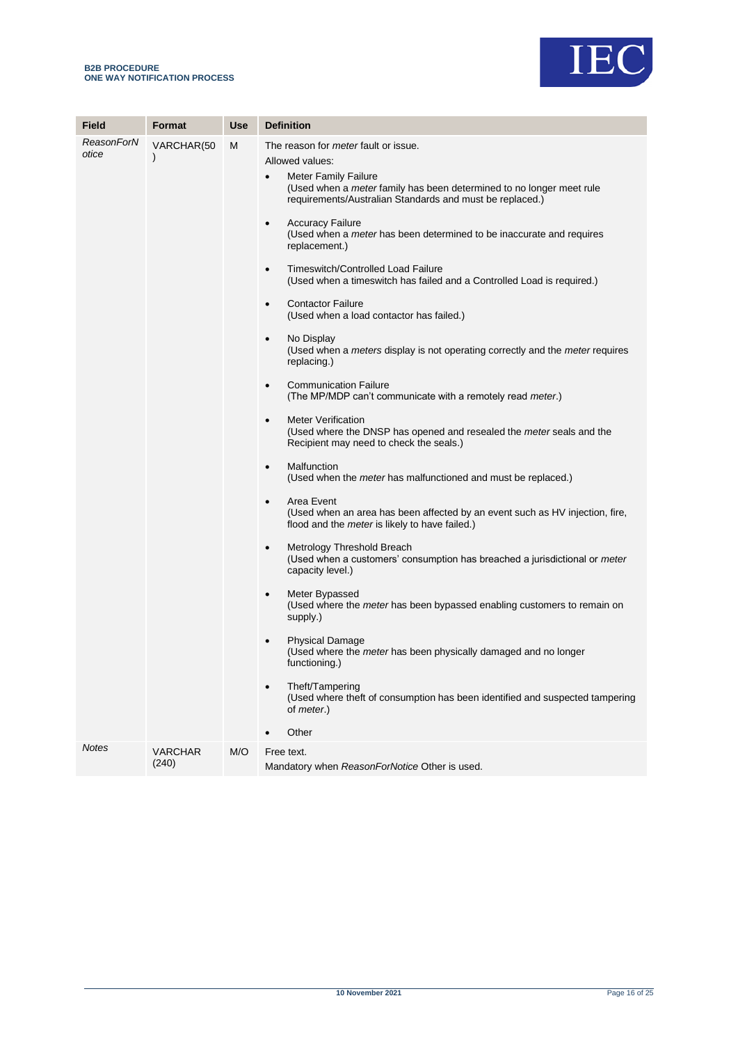| Field | Format | Use | Definition |
|---|---|---|---|
| *ReasonForNotice* | VARCHAR(50) | M | The reason for *meter* fault or issue.<br>Allowed values:<br>• Meter Family Failure<br>(Used when a *meter* family has been determined to no longer meet rule requirements/Australian Standards and must be replaced.)<br>• Accuracy Failure<br>(Used when a *meter* has been determined to be inaccurate and requires replacement.)<br>• Timeswitch/Controlled Load Failure<br>(Used when a timeswitch has failed and a Controlled Load is required.)<br>• Contactor Failure<br>(Used when a load contactor has failed.)<br>• No Display<br>(Used when a *meters* display is not operating correctly and the *meter* requires replacing.)<br>• Communication Failure<br>(The MP/MDP can't communicate with a remotely read *meter*.)<br>• Meter Verification<br>(Used where the DNSP has opened and resealed the *meter* seals and the Recipient may need to check the seals.)<br>• Malfunction<br>(Used when the *meter* has malfunctioned and must be replaced.)<br>• Area Event<br>(Used when an area has been affected by an event such as HV injection, fire, flood and the *meter* is likely to have failed.)<br>• Metrology Threshold Breach<br>(Used when a customers' consumption has breached a jurisdictional or *meter* capacity level.)<br>• Meter Bypassed<br>(Used where the *meter* has been bypassed enabling customers to remain on supply.)<br>• Physical Damage<br>(Used where the *meter* has been physically damaged and no longer functioning.)<br>• Theft/Tampering<br>(Used where theft of consumption has been identified and suspected tampering of *meter*.)<br>• Other |
| *Notes* | VARCHAR (240) | M/O | Free text.<br>Mandatory when *ReasonForNotice* Other is used. |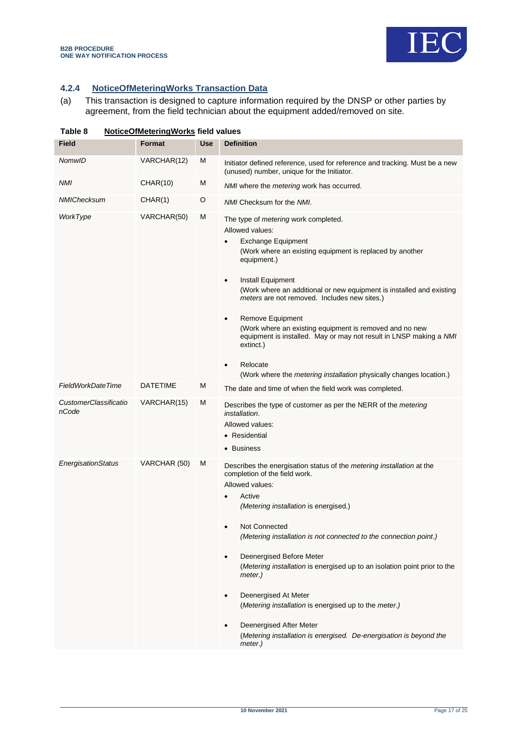### 4.2.4 NoticeOfMeteringWorks Transaction Data

(a) This transaction is designed to capture information required by the DNSP or other parties by agreement, from the field technician about the equipment added/removed on site.

**Table 8 NoticeOfMeteringWorks field values**

| Field | Format | Use | Definition |
|---|---|---|---|
| *NomwID* | VARCHAR(12) | M | Initiator defined reference, used for reference and tracking. Must be a new (unused) number, unique for the Initiator. |
| *NMI* | CHAR(10) | M | *NMI* where the *metering* work has occurred. |
| *NMIChecksum* | CHAR(1) | O | *NMI* Checksum for the *NMI*. |
| *WorkType* | VARCHAR(50) | M | The type of *metering* work completed.<br>Allowed values:<br>• Exchange Equipment<br>(Work where an existing equipment is replaced by another equipment.)<br>• Install Equipment<br>(Work where an additional or new equipment is installed and existing *meters* are not removed. Includes new sites.)<br>• Remove Equipment<br>(Work where an existing equipment is removed and no new equipment is installed. May or may not result in LNSP making a *NMI* extinct.)<br>• Relocate<br>(Work where the *metering installation* physically changes location.) |
| *FieldWorkDateTime* | DATETIME | M | The date and time of when the field work was completed. |
| *CustomerClassificationCode* | VARCHAR(15) | M | Describes the type of customer as per the NERR of the *metering installation*.<br>Allowed values:<br>• Residential<br>• Business |
| *EnergisationStatus* | VARCHAR (50) | M | Describes the energisation status of the *metering installation* at the completion of the field work.<br>Allowed values:<br>• Active<br>*(Metering installation* is energised.)<br>• Not Connected<br>*(Metering installation is not connected to the connection point.)*<br>• Deenergised Before Meter<br>(*Metering installation* is energised up to an isolation point prior to the *meter.)*<br>• Deenergised At Meter<br>(*Metering installation* is energised up to the *meter.)*<br>• Deenergised After Meter<br>(*Metering installation is energised. De-energisation is beyond the meter.)* |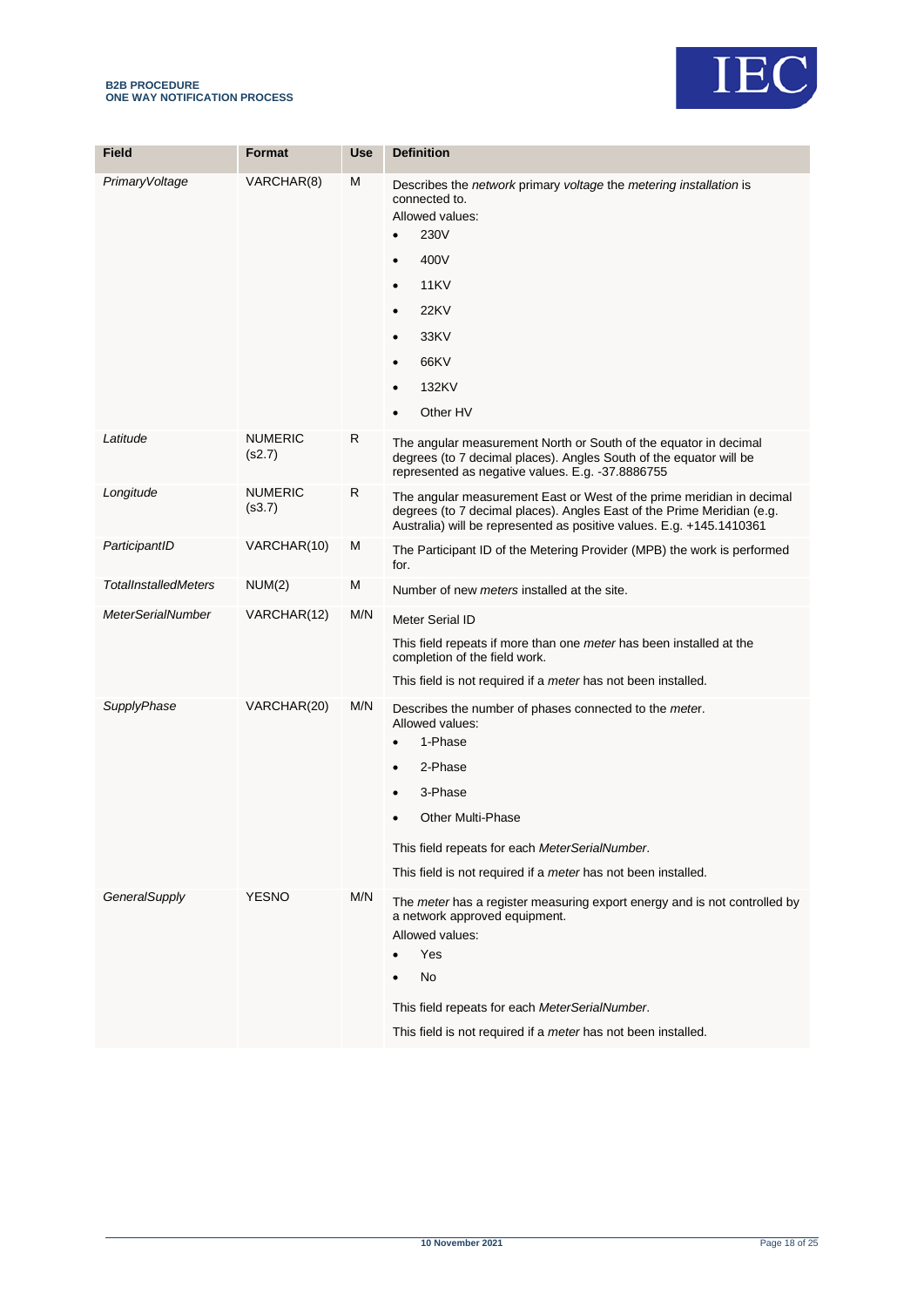| Field | Format | Use | Definition |
|---|---|---|---|
| *PrimaryVoltage* | VARCHAR(8) | M | Describes the *network* primary *voltage* the *metering installation* is connected to.<br>Allowed values:<br>• 230V<br>• 400V<br>• 11KV<br>• 22KV<br>• 33KV<br>• 66KV<br>• 132KV<br>• Other HV |
| *Latitude* | NUMERIC (s2.7) | R | The angular measurement North or South of the equator in decimal degrees (to 7 decimal places). Angles South of the equator will be represented as negative values. E.g. -37.8886755 |
| *Longitude* | NUMERIC (s3.7) | R | The angular measurement East or West of the prime meridian in decimal degrees (to 7 decimal places). Angles East of the Prime Meridian (e.g. Australia) will be represented as positive values. E.g. +145.1410361 |
| *ParticipantID* | VARCHAR(10) | M | The Participant ID of the Metering Provider (MPB) the work is performed for. |
| *TotalInstalledMeters* | NUM(2) | M | Number of new *meters* installed at the site. |
| *MeterSerialNumber* | VARCHAR(12) | M/N | Meter Serial ID<br>This field repeats if more than one *meter* has been installed at the completion of the field work.<br>This field is not required if a *meter* has not been installed. |
| *SupplyPhase* | VARCHAR(20) | M/N | Describes the number of phases connected to the *meter*.<br>Allowed values:<br>• 1-Phase<br>• 2-Phase<br>• 3-Phase<br>• Other Multi-Phase<br>This field repeats for each *MeterSerialNumber*.<br>This field is not required if a *meter* has not been installed. |
| *GeneralSupply* | YESNO | M/N | The *meter* has a register measuring export energy and is not controlled by a network approved equipment.<br>Allowed values:<br>• Yes<br>• No<br>This field repeats for each *MeterSerialNumber*.<br>This field is not required if a *meter* has not been installed. |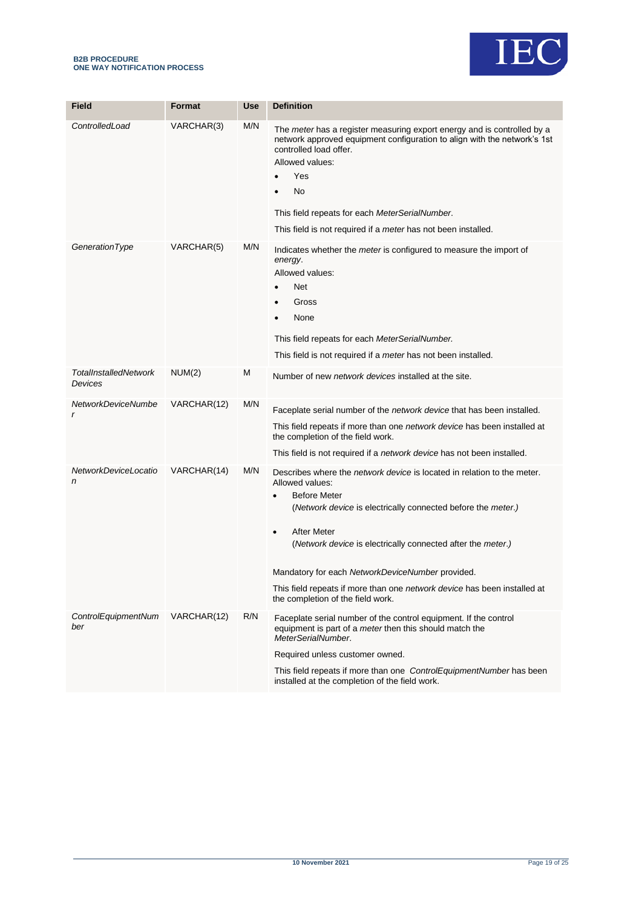| Field | Format | Use | Definition |
|---|---|---|---|
| *ControlledLoad* | VARCHAR(3) | M/N | The *meter* has a register measuring export energy and is controlled by a network approved equipment configuration to align with the network's 1st controlled load offer.<br>Allowed values:<br>• Yes<br>• No<br><br>This field repeats for each *MeterSerialNumber*.<br>This field is not required if a *meter* has not been installed. |
| *GenerationType* | VARCHAR(5) | M/N | Indicates whether the *meter* is configured to measure the import of *energy*.<br>Allowed values:<br>• Net<br>• Gross<br>• None<br><br>This field repeats for each *MeterSerialNumber.*<br>This field is not required if a *meter* has not been installed. |
| *TotalInstalledNetworkDevices* | NUM(2) | M | Number of new *network devices* installed at the site. |
| *NetworkDeviceNumber* | VARCHAR(12) | M/N | Faceplate serial number of the *network device* that has been installed.<br>This field repeats if more than one *network device* has been installed at the completion of the field work.<br>This field is not required if a *network device* has not been installed. |
| *NetworkDeviceLocation* | VARCHAR(14) | M/N | Describes where the *network device* is located in relation to the meter. Allowed values:<br>• Before Meter<br>(*Network device* is electrically connected before the *meter.)*<br><br>• After Meter<br>(*Network device* is electrically connected after the *meter*.)<br><br>Mandatory for each *NetworkDeviceNumber* provided.<br>This field repeats if more than one *network device* has been installed at the completion of the field work. |
| *ControlEquipmentNumber* | VARCHAR(12) | R/N | Faceplate serial number of the control equipment. If the control equipment is part of a *meter* then this should match the *MeterSerialNumber*.<br>Required unless customer owned.<br>This field repeats if more than one *ControlEquipmentNumber* has been installed at the completion of the field work. |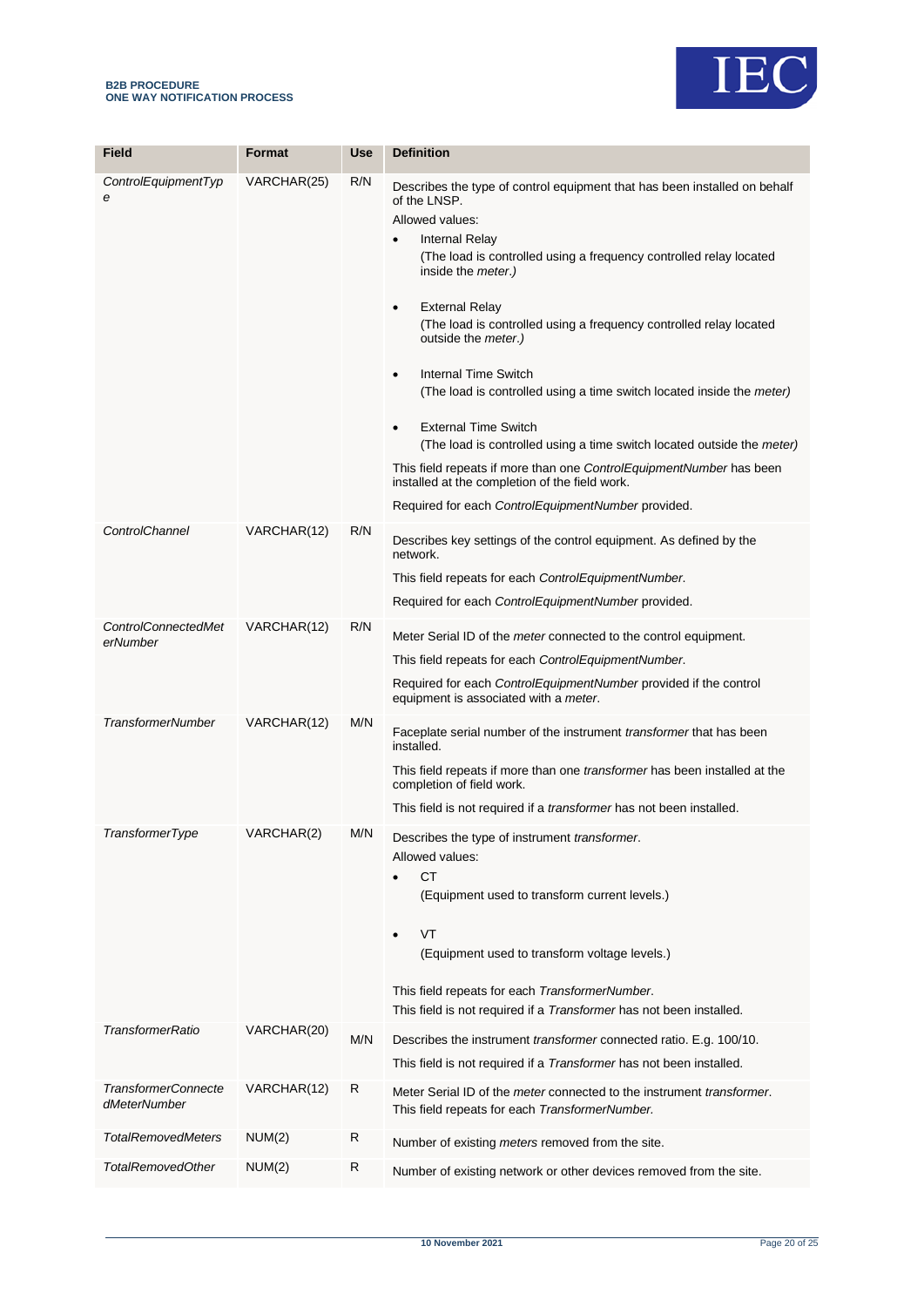| Field | Format | Use | Definition |
|---|---|---|---|
| *ControlEquipmentType* | VARCHAR(25) | R/N | Describes the type of control equipment that has been installed on behalf of the LNSP.<br>Allowed values:<br>• Internal Relay<br>(The load is controlled using a frequency controlled relay located inside the *meter*.)<br>• External Relay<br>(The load is controlled using a frequency controlled relay located outside the *meter*.)<br>• Internal Time Switch<br>(The load is controlled using a time switch located inside the *meter*)<br>• External Time Switch<br>(The load is controlled using a time switch located outside the *meter*)<br>This field repeats if more than one *ControlEquipmentNumber* has been installed at the completion of the field work.<br>Required for each *ControlEquipmentNumber* provided. |
| *ControlChannel* | VARCHAR(12) | R/N | Describes key settings of the control equipment. As defined by the network.<br>This field repeats for each *ControlEquipmentNumber*.<br>Required for each *ControlEquipmentNumber* provided. |
| *ControlConnectedMeterNumber* | VARCHAR(12) | R/N | Meter Serial ID of the *meter* connected to the control equipment.<br>This field repeats for each *ControlEquipmentNumber*.<br>Required for each *ControlEquipmentNumber* provided if the control equipment is associated with a *meter*. |
| *TransformerNumber* | VARCHAR(12) | M/N | Faceplate serial number of the instrument *transformer* that has been installed.<br>This field repeats if more than one *transformer* has been installed at the completion of field work.<br>This field is not required if a *transformer* has not been installed. |
| *TransformerType* | VARCHAR(2) | M/N | Describes the type of instrument *transformer*.<br>Allowed values:<br>• CT<br>(Equipment used to transform current levels.)<br>• VT<br>(Equipment used to transform voltage levels.)<br>This field repeats for each *TransformerNumber*.<br>This field is not required if a *Transformer* has not been installed. |
| *TransformerRatio* | VARCHAR(20) | M/N | Describes the instrument *transformer* connected ratio. E.g. 100/10.<br>This field is not required if a *Transformer* has not been installed. |
| *TransformerConnectedMeterNumber* | VARCHAR(12) | R | Meter Serial ID of the *meter* connected to the instrument *transformer*.<br>This field repeats for each *TransformerNumber*. |
| *TotalRemovedMeters* | NUM(2) | R | Number of existing *meters* removed from the site. |
| *TotalRemovedOther* | NUM(2) | R | Number of existing network or other devices removed from the site. |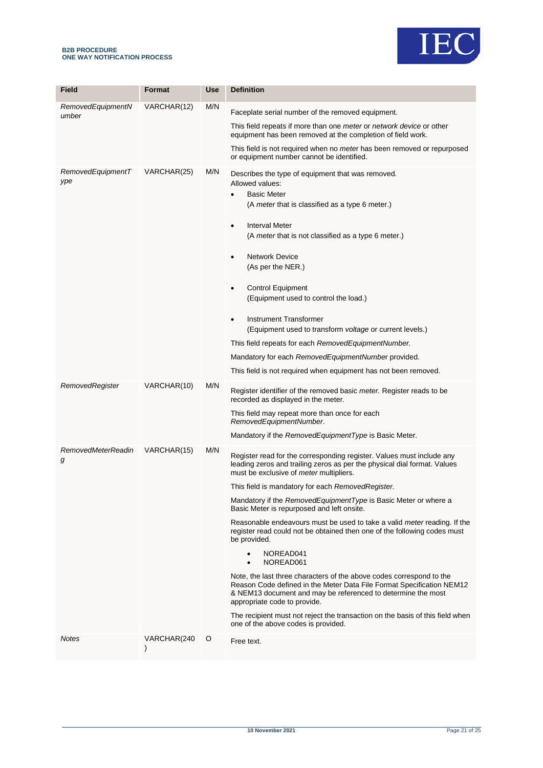| Field | Format | Use | Definition |
|---|---|---|---|
| *RemovedEquipmentNumber* | VARCHAR(12) | M/N | Faceplate serial number of the removed equipment.<br><br>This field repeats if more than one *meter* or *network device* or other equipment has been removed at the completion of field work.<br><br>This field is not required when no *meter* has been removed or repurposed or equipment number cannot be identified. |
| *RemovedEquipmentType* | VARCHAR(25) | M/N | Describes the type of equipment that was removed.<br>Allowed values:<br>• Basic Meter<br>(A *meter* that is classified as a type 6 meter.)<br>• Interval Meter<br>(A *meter* that is not classified as a type 6 meter.)<br>• Network Device<br>(As per the NER.)<br>• Control Equipment<br>(Equipment used to control the load.)<br>• Instrument Transformer<br>(Equipment used to transform *voltage* or current levels.)<br><br>This field repeats for each *RemovedEquipmentNumber.*<br><br>Mandatory for each *RemovedEquipmentNumber* provided.<br><br>This field is not required when equipment has not been removed. |
| *RemovedRegister* | VARCHAR(10) | M/N | Register identifier of the removed basic *meter.* Register reads to be recorded as displayed in the meter.<br><br>This field may repeat more than once for each *RemovedEquipmentNumber*.<br><br>Mandatory if the *RemovedEquipmentType* is Basic Meter. |
| *RemovedMeterReading* | VARCHAR(15) | M/N | Register read for the corresponding register. Values must include any leading zeros and trailing zeros as per the physical dial format. Values must be exclusive of *meter* multipliers.<br><br>This field is mandatory for each *RemovedRegister.*<br><br>Mandatory if the *RemovedEquipmentType* is Basic Meter or where a Basic Meter is repurposed and left onsite.<br><br>Reasonable endeavours must be used to take a valid *meter* reading. If the register read could not be obtained then one of the following codes must be provided.<br>• NOREAD041<br>• NOREAD061<br><br>Note, the last three characters of the above codes correspond to the Reason Code defined in the Meter Data File Format Specification NEM12 & NEM13 document and may be referenced to determine the most appropriate code to provide.<br><br>The recipient must not reject the transaction on the basis of this field when one of the above codes is provided. |
| *Notes* | VARCHAR(240) | O | Free text. |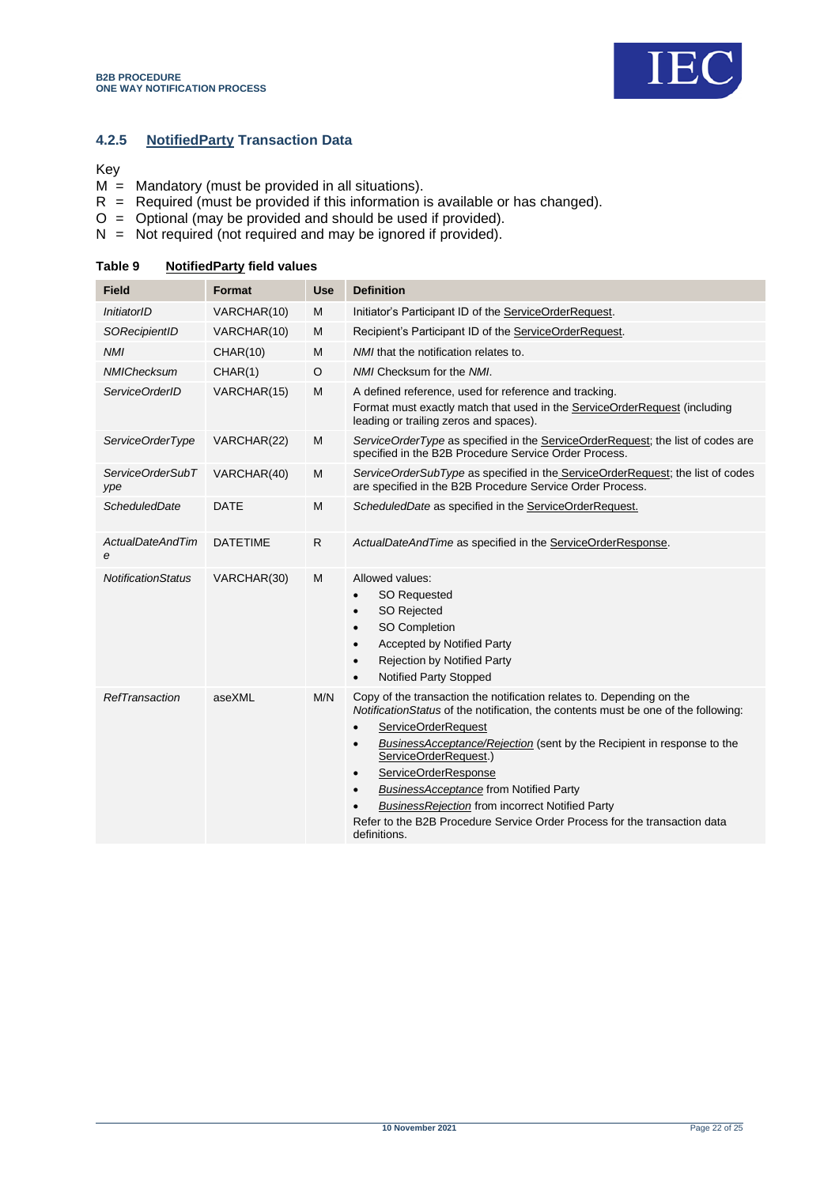### 4.2.5 NotifiedParty Transaction Data

Key

M = Mandatory (must be provided in all situations).
R = Required (must be provided if this information is available or has changed).
O = Optional (may be provided and should be used if provided).
N = Not required (not required and may be ignored if provided).

**Table 9 NotifiedParty field values**

| Field | Format | Use | Definition |
|---|---|---|---|
| *InitiatorID* | VARCHAR(10) | M | Initiator's Participant ID of the ServiceOrderRequest. |
| *SORecipientID* | VARCHAR(10) | M | Recipient's Participant ID of the ServiceOrderRequest. |
| *NMI* | CHAR(10) | M | *NMI* that the notification relates to. |
| *NMIChecksum* | CHAR(1) | O | *NMI* Checksum for the *NMI*. |
| *ServiceOrderID* | VARCHAR(15) | M | A defined reference, used for reference and tracking.<br>Format must exactly match that used in the ServiceOrderRequest (including leading or trailing zeros and spaces). |
| *ServiceOrderType* | VARCHAR(22) | M | *ServiceOrderType* as specified in the ServiceOrderRequest; the list of codes are specified in the B2B Procedure Service Order Process. |
| *ServiceOrderSubType* | VARCHAR(40) | M | *ServiceOrderSubType* as specified in the ServiceOrderRequest; the list of codes are specified in the B2B Procedure Service Order Process. |
| *ScheduledDate* | DATE | M | *ScheduledDate* as specified in the ServiceOrderRequest. |
| *ActualDateAndTime* | DATETIME | R | *ActualDateAndTime* as specified in the ServiceOrderResponse. |
| *NotificationStatus* | VARCHAR(30) | M | Allowed values:<br>• SO Requested<br>• SO Rejected<br>• SO Completion<br>• Accepted by Notified Party<br>• Rejection by Notified Party<br>• Notified Party Stopped |
| *RefTransaction* | aseXML | M/N | Copy of the transaction the notification relates to. Depending on the *NotificationStatus* of the notification, the contents must be one of the following:<br>• ServiceOrderRequest<br>• *BusinessAcceptance/Rejection* (sent by the Recipient in response to the ServiceOrderRequest.)<br>• ServiceOrderResponse<br>• *BusinessAcceptance* from Notified Party<br>• *BusinessRejection* from incorrect Notified Party<br>Refer to the B2B Procedure Service Order Process for the transaction data definitions. |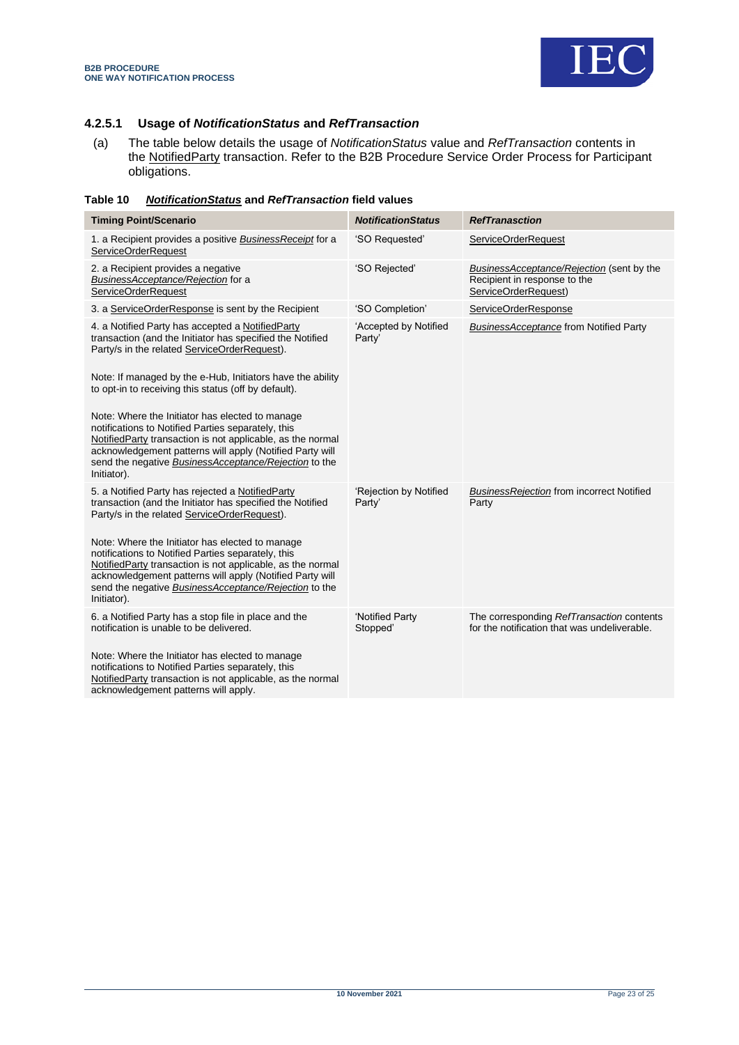#### 4.2.5.1 Usage of *NotificationStatus* and *RefTransaction*

(a) The table below details the usage of *NotificationStatus* value and *RefTransaction* contents in the NotifiedParty transaction. Refer to the B2B Procedure Service Order Process for Participant obligations.

**Table 10 *NotificationStatus* and *RefTransaction* field values**

| Timing Point/Scenario | *NotificationStatus* | *RefTranasction* |
|---|---|---|
| 1. a Recipient provides a positive *BusinessReceipt* for a ServiceOrderRequest | 'SO Requested' | ServiceOrderRequest |
| 2. a Recipient provides a negative *BusinessAcceptance/Rejection* for a ServiceOrderRequest | 'SO Rejected' | *BusinessAcceptance/Rejection* (sent by the Recipient in response to the ServiceOrderRequest) |
| 3. a ServiceOrderResponse is sent by the Recipient | 'SO Completion' | ServiceOrderResponse |
| 4. a Notified Party has accepted a NotifiedParty transaction (and the Initiator has specified the Notified Party/s in the related ServiceOrderRequest).<br><br>Note: If managed by the e-Hub, Initiators have the ability to opt-in to receiving this status (off by default).<br><br>Note: Where the Initiator has elected to manage notifications to Notified Parties separately, this NotifiedParty transaction is not applicable, as the normal acknowledgement patterns will apply (Notified Party will send the negative *BusinessAcceptance/Rejection* to the Initiator). | 'Accepted by Notified Party' | *BusinessAcceptance* from Notified Party |
| 5. a Notified Party has rejected a NotifiedParty transaction (and the Initiator has specified the Notified Party/s in the related ServiceOrderRequest).<br><br>Note: Where the Initiator has elected to manage notifications to Notified Parties separately, this NotifiedParty transaction is not applicable, as the normal acknowledgement patterns will apply (Notified Party will send the negative *BusinessAcceptance/Rejection* to the Initiator). | 'Rejection by Notified Party' | *BusinessRejection* from incorrect Notified Party |
| 6. a Notified Party has a stop file in place and the notification is unable to be delivered.<br><br>Note: Where the Initiator has elected to manage notifications to Notified Parties separately, this NotifiedParty transaction is not applicable, as the normal acknowledgement patterns will apply. | 'Notified Party Stopped' | The corresponding *RefTransaction* contents for the notification that was undeliverable. |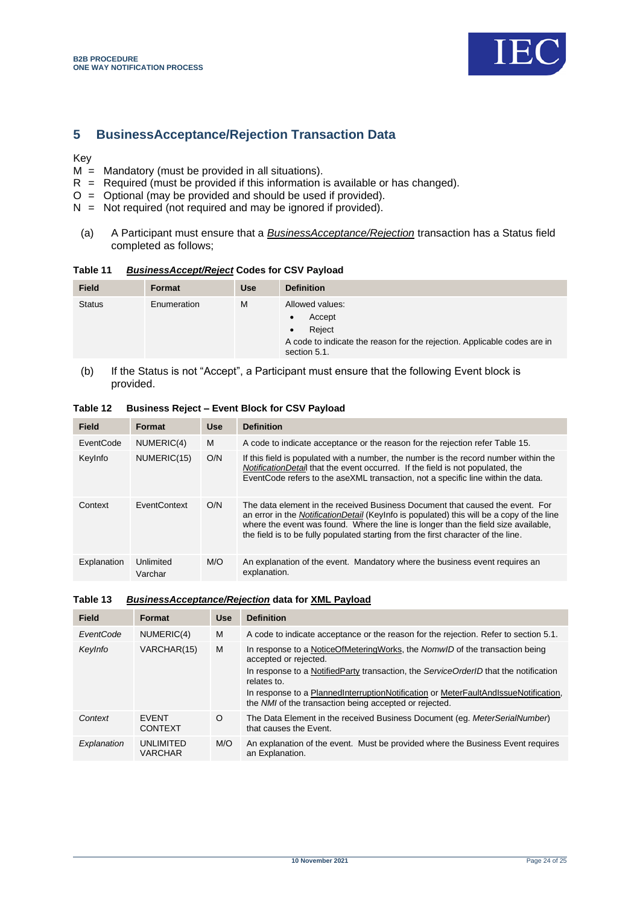## 5 BusinessAcceptance/Rejection Transaction Data

Key

M = Mandatory (must be provided in all situations).
R = Required (must be provided if this information is available or has changed).
O = Optional (may be provided and should be used if provided).
N = Not required (not required and may be ignored if provided).

(a) A Participant must ensure that a *BusinessAcceptance/Rejection* transaction has a Status field completed as follows;

**Table 11 *BusinessAccept/Reject* Codes for CSV Payload**

| Field | Format | Use | Definition |
|---|---|---|---|
| Status | Enumeration | M | Allowed values:<br>• Accept<br>• Reject<br>A code to indicate the reason for the rejection. Applicable codes are in section 5.1. |

(b) If the Status is not "Accept", a Participant must ensure that the following Event block is provided.

**Table 12 Business Reject – Event Block for CSV Payload**

| Field | Format | Use | Definition |
|---|---|---|---|
| EventCode | NUMERIC(4) | M | A code to indicate acceptance or the reason for the rejection refer Table 15. |
| KeyInfo | NUMERIC(15) | O/N | If this field is populated with a number, the number is the record number within the *NotificationDetail* that the event occurred. If the field is not populated, the EventCode refers to the aseXML transaction, not a specific line within the data. |
| Context | EventContext | O/N | The data element in the received Business Document that caused the event. For an error in the *NotificationDetail* (KeyInfo is populated) this will be a copy of the line where the event was found. Where the line is longer than the field size available, the field is to be fully populated starting from the first character of the line. |
| Explanation | Unlimited Varchar | M/O | An explanation of the event. Mandatory where the business event requires an explanation. |

**Table 13 *BusinessAcceptance/Rejection* data for XML Payload**

| Field | Format | Use | Definition |
|---|---|---|---|
| *EventCode* | NUMERIC(4) | M | A code to indicate acceptance or the reason for the rejection. Refer to section 5.1. |
| *KeyInfo* | VARCHAR(15) | M | In response to a NoticeOfMeteringWorks, the *NomwID* of the transaction being accepted or rejected.<br>In response to a NotifiedParty transaction, the *ServiceOrderID* that the notification relates to.<br>In response to a PlannedInterruptionNotification or MeterFaultAndIssueNotification, the *NMI* of the transaction being accepted or rejected. |
| *Context* | EVENT CONTEXT | O | The Data Element in the received Business Document (eg. *MeterSerialNumber*) that causes the Event. |
| *Explanation* | UNLIMITED VARCHAR | M/O | An explanation of the event. Must be provided where the Business Event requires an Explanation. |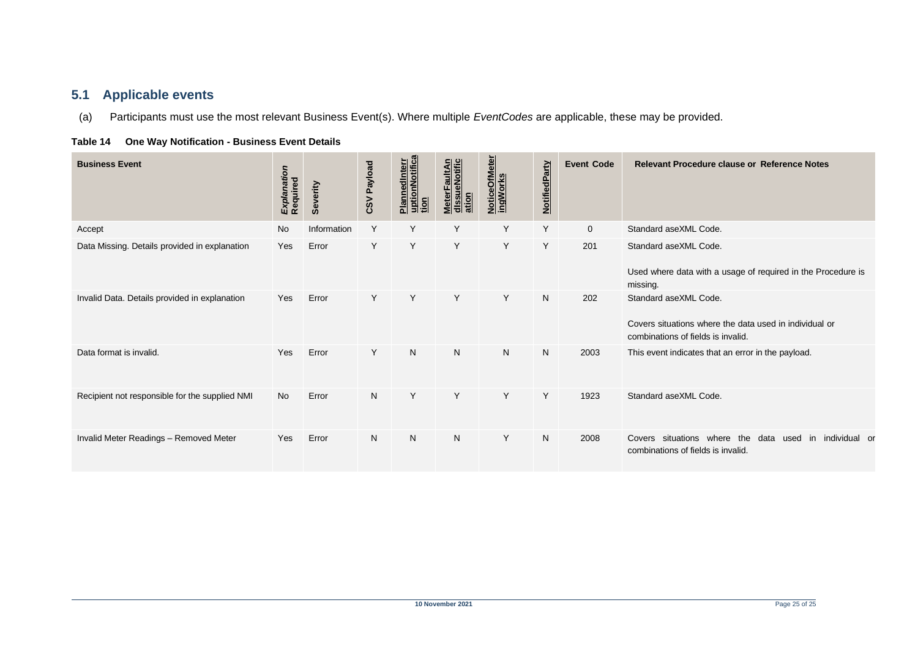## 5.1 Applicable events

(a) Participants must use the most relevant Business Event(s). Where multiple *EventCodes* are applicable, these may be provided.

**Table 14 One Way Notification - Business Event Details**

| Business Event | *Explanation Required* | Severity | CSV Payload | PlannedInterruptionNotification | MeterFaultAndIssueNotification | NoticeOfMeteringWorks | NotifiedParty | Event Code | Relevant Procedure clause or Reference Notes |
|---|---|---|---|---|---|---|---|---|---|
| Accept | No | Information | Y | Y | Y | Y | Y | 0 | Standard aseXML Code. |
| Data Missing. Details provided in explanation | Yes | Error | Y | Y | Y | Y | Y | 201 | Standard aseXML Code.<br><br>Used where data with a usage of required in the Procedure is missing. |
| Invalid Data. Details provided in explanation | Yes | Error | Y | Y | Y | Y | N | 202 | Standard aseXML Code.<br><br>Covers situations where the data used in individual or combinations of fields is invalid. |
| Data format is invalid. | Yes | Error | Y | N | N | N | N | 2003 | This event indicates that an error in the payload. |
| Recipient not responsible for the supplied NMI | No | Error | N | Y | Y | Y | Y | 1923 | Standard aseXML Code. |
| Invalid Meter Readings – Removed Meter | Yes | Error | N | N | N | Y | N | 2008 | Covers situations where the data used in individual or combinations of fields is invalid. |